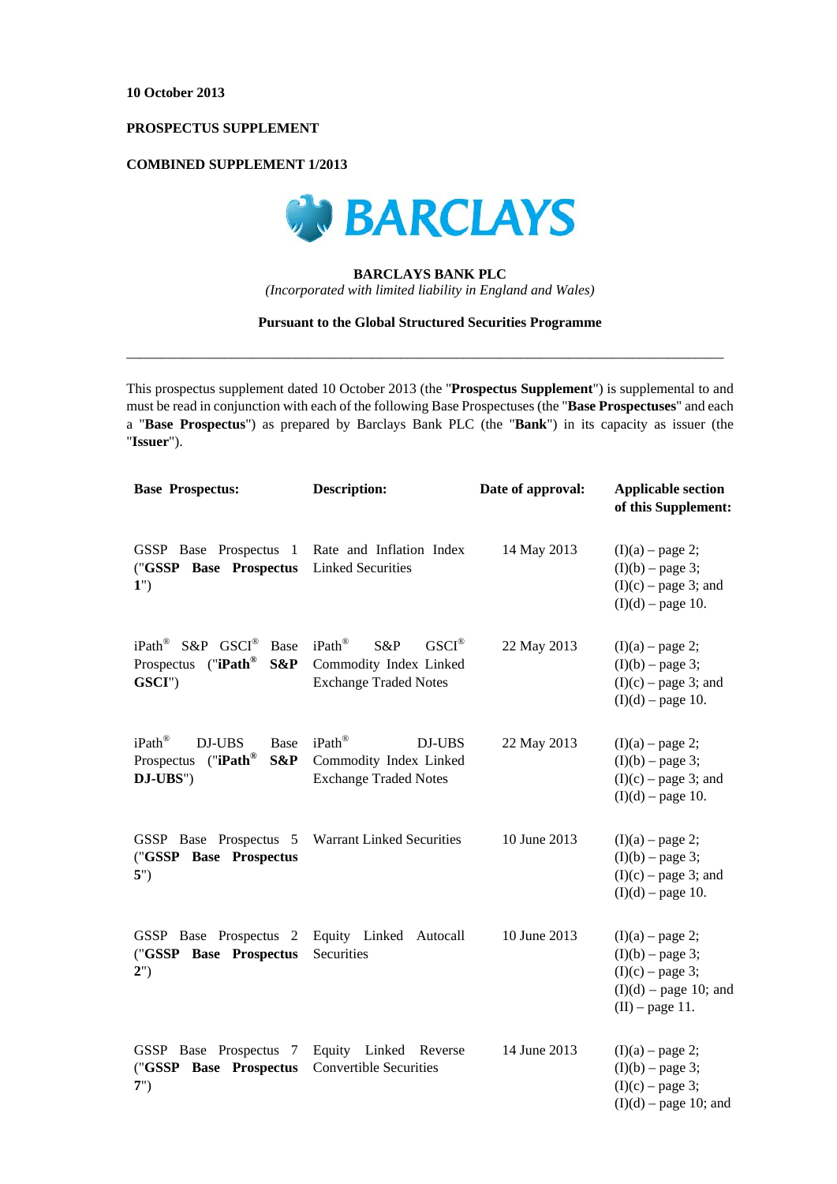**10 October 2013**

**PROSPECTUS SUPPLEMENT**

**COMBINED SUPPLEMENT 1/2013**

**BARCLAYS**

**BARCLAYS BANK PLC**

*(Incorporated with limited liability in England and Wales)*

**Pursuant to the Global Structured Securities Programme**

---

This prospectus supplement dated 10 October 2013 (the "**Prospectus Supplement**") is supplemental to and must be read in conjunction with each of the following Base Prospectuses (the "**Base Prospectuses**" and each a "**Base Prospectus**") as prepared by Barclays Bank PLC (the "**Bank**") in its capacity as issuer (the "**Issuer**").

| **Base Prospectus:** | **Description:** | **Date of approval:** | **Applicable section of this Supplement:** |
|---|---|---|---|
| GSSP Base Prospectus 1 ("**GSSP Base Prospectus 1**") | Rate and Inflation Index Linked Securities | 14 May 2013 | (I)(a) – page 2; (I)(b) – page 3; (I)(c) – page 3; and (I)(d) – page 10. |
| iPath® S&P GSCI® Base Prospectus ("**iPath® S&P GSCI**") | iPath® S&P GSCI® Commodity Index Linked Exchange Traded Notes | 22 May 2013 | (I)(a) – page 2; (I)(b) – page 3; (I)(c) – page 3; and (I)(d) – page 10. |
| iPath® DJ-UBS Base Prospectus ("**iPath® S&P DJ-UBS**") | iPath® DJ-UBS Commodity Index Linked Exchange Traded Notes | 22 May 2013 | (I)(a) – page 2; (I)(b) – page 3; (I)(c) – page 3; and (I)(d) – page 10. |
| GSSP Base Prospectus 5 ("**GSSP Base Prospectus 5**") | Warrant Linked Securities | 10 June 2013 | (I)(a) – page 2; (I)(b) – page 3; (I)(c) – page 3; and (I)(d) – page 10. |
| GSSP Base Prospectus 2 ("**GSSP Base Prospectus 2**") | Equity Linked Autocall Securities | 10 June 2013 | (I)(a) – page 2; (I)(b) – page 3; (I)(c) – page 3; (I)(d) – page 10; and (II) – page 11. |
| GSSP Base Prospectus 7 ("**GSSP Base Prospectus 7**") | Equity Linked Reverse Convertible Securities | 14 June 2013 | (I)(a) – page 2; (I)(b) – page 3; (I)(c) – page 3; (I)(d) – page 10; and |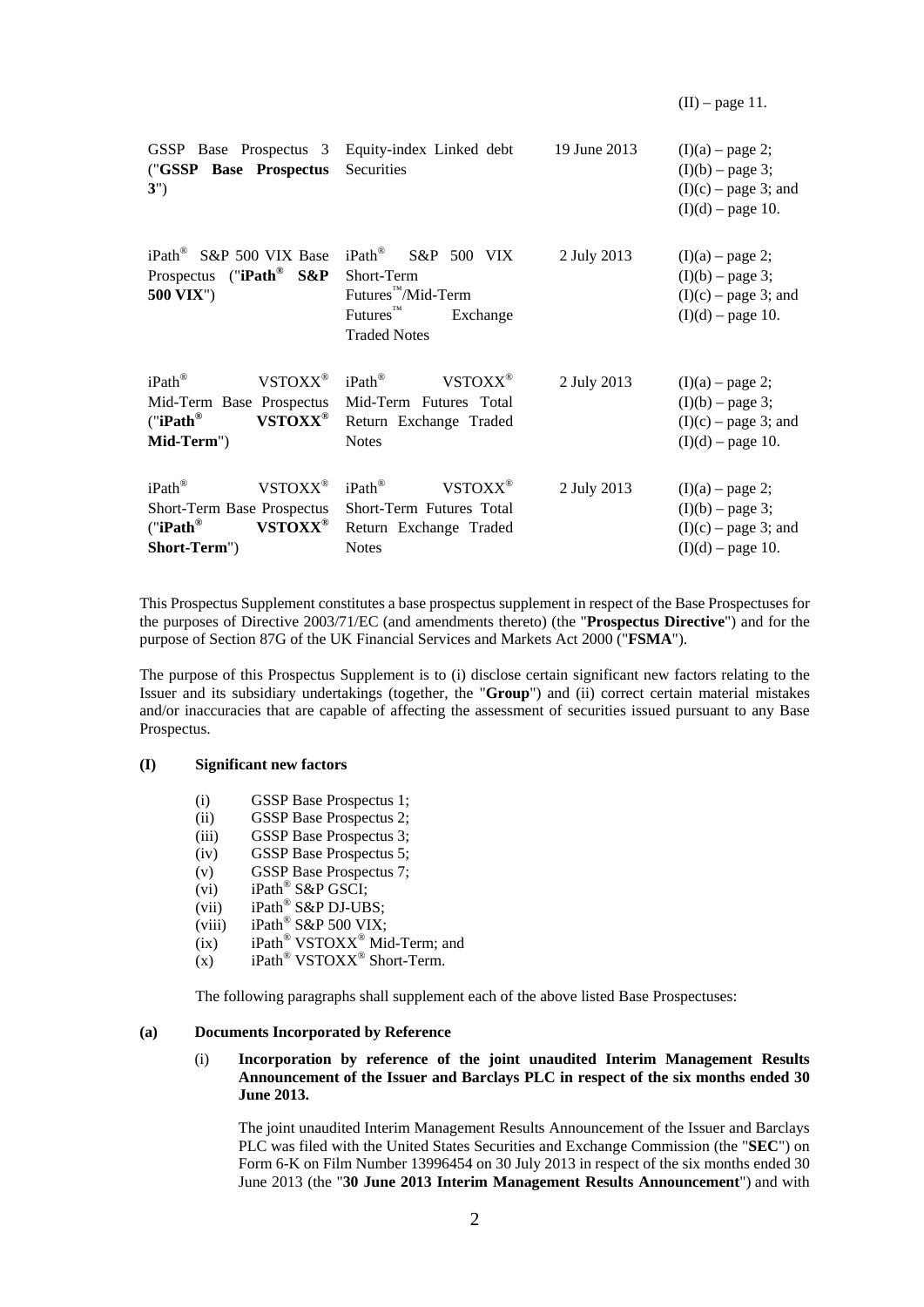| | | | (II) – page 11. |
|---|---|---|---|
| GSSP Base Prospectus 3 ("**GSSP Base Prospectus 3**") | Equity-index Linked debt Securities | 19 June 2013 | (I)(a) – page 2; (I)(b) – page 3; (I)(c) – page 3; and (I)(d) – page 10. |
| iPath® S&P 500 VIX Base Prospectus ("**iPath® S&P 500 VIX**") | iPath® S&P 500 VIX Short-Term Futures™/Mid-Term Futures™ Exchange Traded Notes | 2 July 2013 | (I)(a) – page 2; (I)(b) – page 3; (I)(c) – page 3; and (I)(d) – page 10. |
| iPath® VSTOXX® Mid-Term Base Prospectus ("**iPath® VSTOXX® Mid-Term**") | iPath® VSTOXX® Mid-Term Futures Total Return Exchange Traded Notes | 2 July 2013 | (I)(a) – page 2; (I)(b) – page 3; (I)(c) – page 3; and (I)(d) – page 10. |
| iPath® VSTOXX® Short-Term Base Prospectus ("**iPath® VSTOXX® Short-Term**") | iPath® VSTOXX® Short-Term Futures Total Return Exchange Traded Notes | 2 July 2013 | (I)(a) – page 2; (I)(b) – page 3; (I)(c) – page 3; and (I)(d) – page 10. |

This Prospectus Supplement constitutes a base prospectus supplement in respect of the Base Prospectuses for the purposes of Directive 2003/71/EC (and amendments thereto) (the "**Prospectus Directive**") and for the purpose of Section 87G of the UK Financial Services and Markets Act 2000 ("**FSMA**").

The purpose of this Prospectus Supplement is to (i) disclose certain significant new factors relating to the Issuer and its subsidiary undertakings (together, the "**Group**") and (ii) correct certain material mistakes and/or inaccuracies that are capable of affecting the assessment of securities issued pursuant to any Base Prospectus.

**(I) Significant new factors**

(i) GSSP Base Prospectus 1;
(ii) GSSP Base Prospectus 2;
(iii) GSSP Base Prospectus 3;
(iv) GSSP Base Prospectus 5;
(v) GSSP Base Prospectus 7;
(vi) iPath® S&P GSCI;
(vii) iPath® S&P DJ-UBS;
(viii) iPath® S&P 500 VIX;
(ix) iPath® VSTOXX® Mid-Term; and
(x) iPath® VSTOXX® Short-Term.

The following paragraphs shall supplement each of the above listed Base Prospectuses:

**(a) Documents Incorporated by Reference**

(i) **Incorporation by reference of the joint unaudited Interim Management Results Announcement of the Issuer and Barclays PLC in respect of the six months ended 30 June 2013.**

The joint unaudited Interim Management Results Announcement of the Issuer and Barclays PLC was filed with the United States Securities and Exchange Commission (the "**SEC**") on Form 6-K on Film Number 13996454 on 30 July 2013 in respect of the six months ended 30 June 2013 (the "**30 June 2013 Interim Management Results Announcement**") and with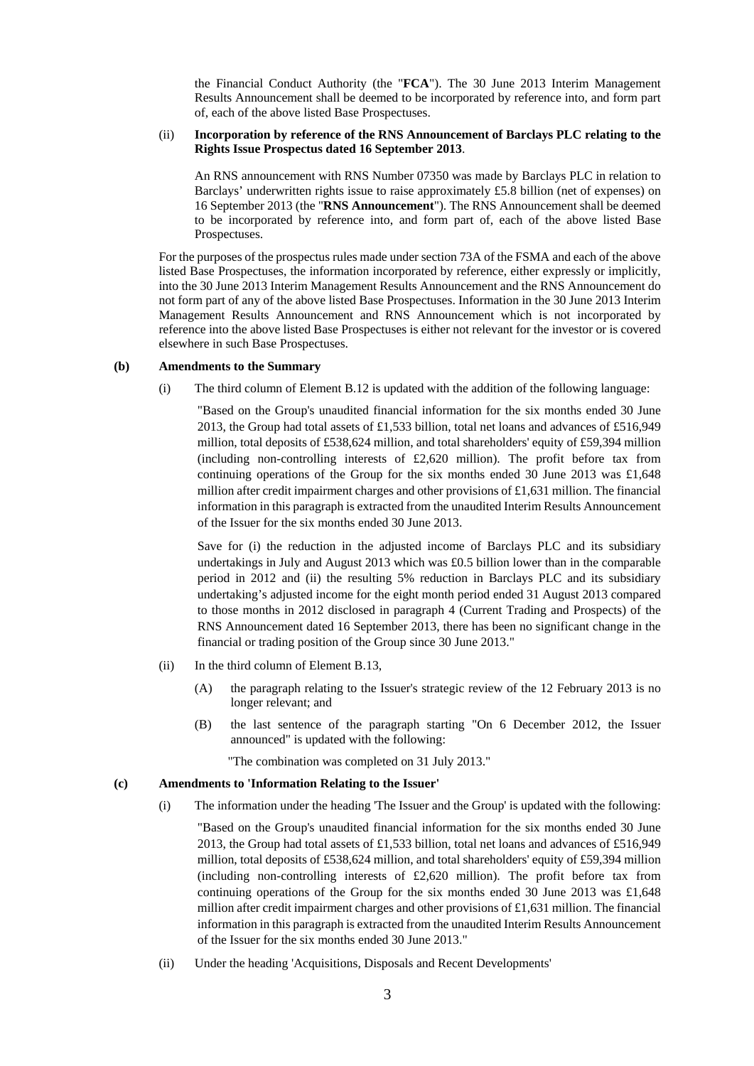the Financial Conduct Authority (the "**FCA**"). The 30 June 2013 Interim Management Results Announcement shall be deemed to be incorporated by reference into, and form part of, each of the above listed Base Prospectuses.

(ii) **Incorporation by reference of the RNS Announcement of Barclays PLC relating to the Rights Issue Prospectus dated 16 September 2013**.

An RNS announcement with RNS Number 07350 was made by Barclays PLC in relation to Barclays' underwritten rights issue to raise approximately £5.8 billion (net of expenses) on 16 September 2013 (the "**RNS Announcement**"). The RNS Announcement shall be deemed to be incorporated by reference into, and form part of, each of the above listed Base Prospectuses.

For the purposes of the prospectus rules made under section 73A of the FSMA and each of the above listed Base Prospectuses, the information incorporated by reference, either expressly or implicitly, into the 30 June 2013 Interim Management Results Announcement and the RNS Announcement do not form part of any of the above listed Base Prospectuses. Information in the 30 June 2013 Interim Management Results Announcement and RNS Announcement which is not incorporated by reference into the above listed Base Prospectuses is either not relevant for the investor or is covered elsewhere in such Base Prospectuses.

**(b) Amendments to the Summary**

(i) The third column of Element B.12 is updated with the addition of the following language:

"Based on the Group's unaudited financial information for the six months ended 30 June 2013, the Group had total assets of £1,533 billion, total net loans and advances of £516,949 million, total deposits of £538,624 million, and total shareholders' equity of £59,394 million (including non-controlling interests of £2,620 million). The profit before tax from continuing operations of the Group for the six months ended 30 June 2013 was £1,648 million after credit impairment charges and other provisions of £1,631 million. The financial information in this paragraph is extracted from the unaudited Interim Results Announcement of the Issuer for the six months ended 30 June 2013.

Save for (i) the reduction in the adjusted income of Barclays PLC and its subsidiary undertakings in July and August 2013 which was £0.5 billion lower than in the comparable period in 2012 and (ii) the resulting 5% reduction in Barclays PLC and its subsidiary undertaking's adjusted income for the eight month period ended 31 August 2013 compared to those months in 2012 disclosed in paragraph 4 (Current Trading and Prospects) of the RNS Announcement dated 16 September 2013, there has been no significant change in the financial or trading position of the Group since 30 June 2013."

(ii) In the third column of Element B.13,

(A) the paragraph relating to the Issuer's strategic review of the 12 February 2013 is no longer relevant; and

(B) the last sentence of the paragraph starting "On 6 December 2012, the Issuer announced" is updated with the following:

"The combination was completed on 31 July 2013."

**(c) Amendments to 'Information Relating to the Issuer'**

(i) The information under the heading 'The Issuer and the Group' is updated with the following:

"Based on the Group's unaudited financial information for the six months ended 30 June 2013, the Group had total assets of £1,533 billion, total net loans and advances of £516,949 million, total deposits of £538,624 million, and total shareholders' equity of £59,394 million (including non-controlling interests of £2,620 million). The profit before tax from continuing operations of the Group for the six months ended 30 June 2013 was £1,648 million after credit impairment charges and other provisions of £1,631 million. The financial information in this paragraph is extracted from the unaudited Interim Results Announcement of the Issuer for the six months ended 30 June 2013."

(ii) Under the heading 'Acquisitions, Disposals and Recent Developments'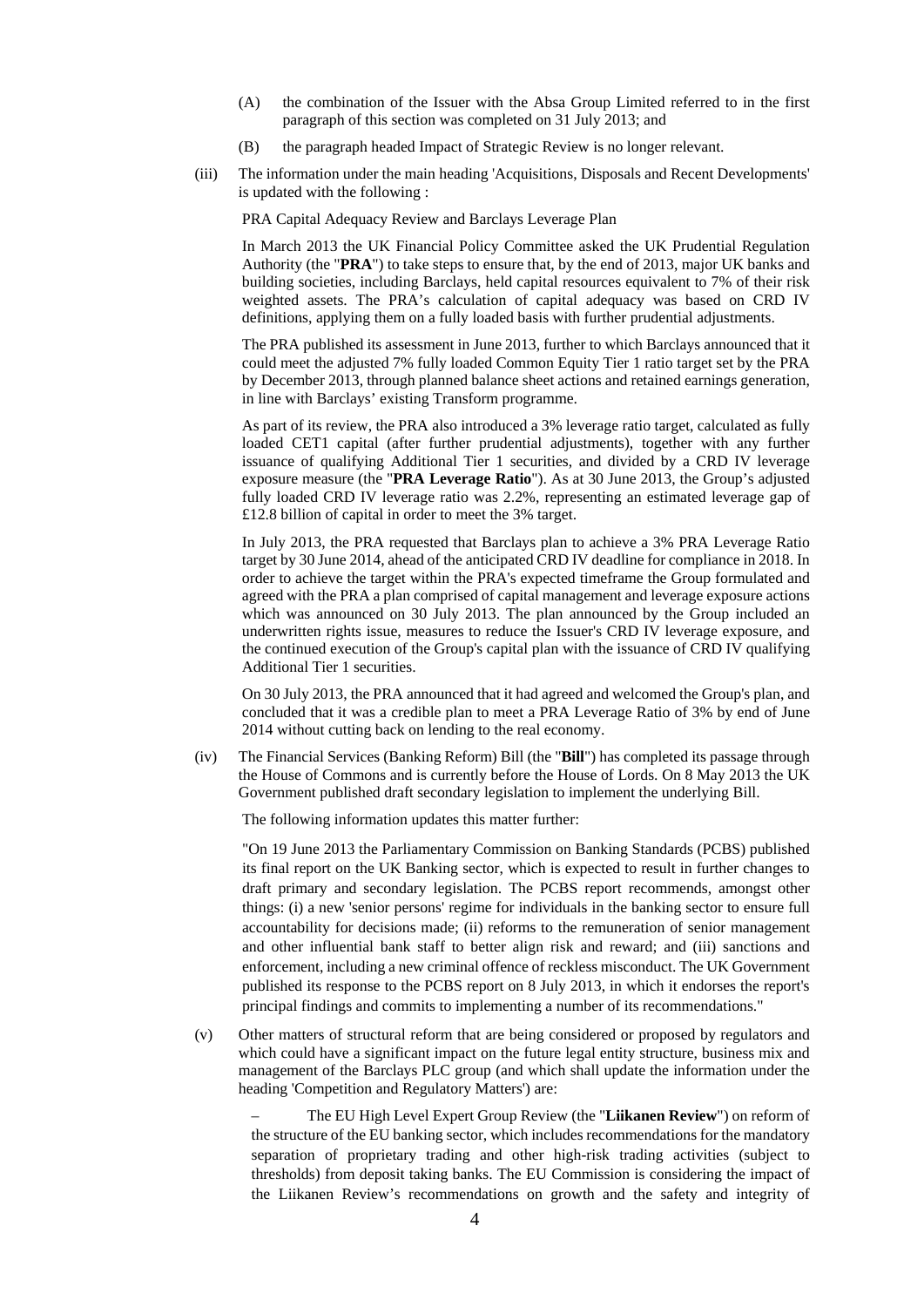(A) the combination of the Issuer with the Absa Group Limited referred to in the first paragraph of this section was completed on 31 July 2013; and

(B) the paragraph headed Impact of Strategic Review is no longer relevant.

(iii) The information under the main heading 'Acquisitions, Disposals and Recent Developments' is updated with the following :

PRA Capital Adequacy Review and Barclays Leverage Plan

In March 2013 the UK Financial Policy Committee asked the UK Prudential Regulation Authority (the "**PRA**") to take steps to ensure that, by the end of 2013, major UK banks and building societies, including Barclays, held capital resources equivalent to 7% of their risk weighted assets. The PRA's calculation of capital adequacy was based on CRD IV definitions, applying them on a fully loaded basis with further prudential adjustments.

The PRA published its assessment in June 2013, further to which Barclays announced that it could meet the adjusted 7% fully loaded Common Equity Tier 1 ratio target set by the PRA by December 2013, through planned balance sheet actions and retained earnings generation, in line with Barclays' existing Transform programme.

As part of its review, the PRA also introduced a 3% leverage ratio target, calculated as fully loaded CET1 capital (after further prudential adjustments), together with any further issuance of qualifying Additional Tier 1 securities, and divided by a CRD IV leverage exposure measure (the "**PRA Leverage Ratio**"). As at 30 June 2013, the Group's adjusted fully loaded CRD IV leverage ratio was 2.2%, representing an estimated leverage gap of £12.8 billion of capital in order to meet the 3% target.

In July 2013, the PRA requested that Barclays plan to achieve a 3% PRA Leverage Ratio target by 30 June 2014, ahead of the anticipated CRD IV deadline for compliance in 2018. In order to achieve the target within the PRA's expected timeframe the Group formulated and agreed with the PRA a plan comprised of capital management and leverage exposure actions which was announced on 30 July 2013. The plan announced by the Group included an underwritten rights issue, measures to reduce the Issuer's CRD IV leverage exposure, and the continued execution of the Group's capital plan with the issuance of CRD IV qualifying Additional Tier 1 securities.

On 30 July 2013, the PRA announced that it had agreed and welcomed the Group's plan, and concluded that it was a credible plan to meet a PRA Leverage Ratio of 3% by end of June 2014 without cutting back on lending to the real economy.

(iv) The Financial Services (Banking Reform) Bill (the "**Bill**") has completed its passage through the House of Commons and is currently before the House of Lords. On 8 May 2013 the UK Government published draft secondary legislation to implement the underlying Bill.

The following information updates this matter further:

"On 19 June 2013 the Parliamentary Commission on Banking Standards (PCBS) published its final report on the UK Banking sector, which is expected to result in further changes to draft primary and secondary legislation. The PCBS report recommends, amongst other things: (i) a new 'senior persons' regime for individuals in the banking sector to ensure full accountability for decisions made; (ii) reforms to the remuneration of senior management and other influential bank staff to better align risk and reward; and (iii) sanctions and enforcement, including a new criminal offence of reckless misconduct. The UK Government published its response to the PCBS report on 8 July 2013, in which it endorses the report's principal findings and commits to implementing a number of its recommendations."

(v) Other matters of structural reform that are being considered or proposed by regulators and which could have a significant impact on the future legal entity structure, business mix and management of the Barclays PLC group (and which shall update the information under the heading 'Competition and Regulatory Matters') are:

– The EU High Level Expert Group Review (the "**Liikanen Review**") on reform of the structure of the EU banking sector, which includes recommendations for the mandatory separation of proprietary trading and other high-risk trading activities (subject to thresholds) from deposit taking banks. The EU Commission is considering the impact of the Liikanen Review's recommendations on growth and the safety and integrity of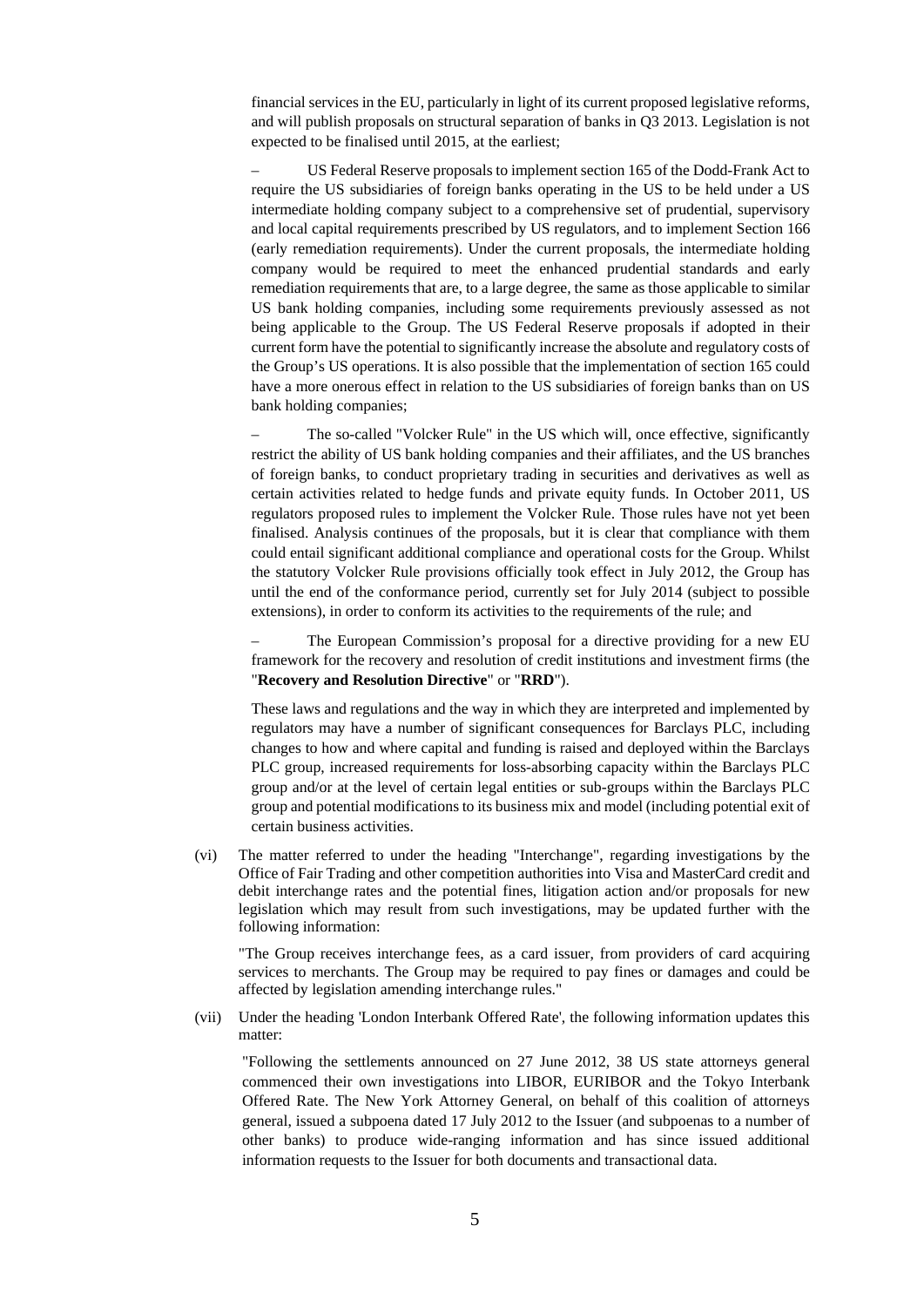financial services in the EU, particularly in light of its current proposed legislative reforms, and will publish proposals on structural separation of banks in Q3 2013. Legislation is not expected to be finalised until 2015, at the earliest;

– US Federal Reserve proposals to implement section 165 of the Dodd-Frank Act to require the US subsidiaries of foreign banks operating in the US to be held under a US intermediate holding company subject to a comprehensive set of prudential, supervisory and local capital requirements prescribed by US regulators, and to implement Section 166 (early remediation requirements). Under the current proposals, the intermediate holding company would be required to meet the enhanced prudential standards and early remediation requirements that are, to a large degree, the same as those applicable to similar US bank holding companies, including some requirements previously assessed as not being applicable to the Group. The US Federal Reserve proposals if adopted in their current form have the potential to significantly increase the absolute and regulatory costs of the Group's US operations. It is also possible that the implementation of section 165 could have a more onerous effect in relation to the US subsidiaries of foreign banks than on US bank holding companies;

– The so-called "Volcker Rule" in the US which will, once effective, significantly restrict the ability of US bank holding companies and their affiliates, and the US branches of foreign banks, to conduct proprietary trading in securities and derivatives as well as certain activities related to hedge funds and private equity funds. In October 2011, US regulators proposed rules to implement the Volcker Rule. Those rules have not yet been finalised. Analysis continues of the proposals, but it is clear that compliance with them could entail significant additional compliance and operational costs for the Group. Whilst the statutory Volcker Rule provisions officially took effect in July 2012, the Group has until the end of the conformance period, currently set for July 2014 (subject to possible extensions), in order to conform its activities to the requirements of the rule; and

– The European Commission's proposal for a directive providing for a new EU framework for the recovery and resolution of credit institutions and investment firms (the "**Recovery and Resolution Directive**" or "**RRD**").

These laws and regulations and the way in which they are interpreted and implemented by regulators may have a number of significant consequences for Barclays PLC, including changes to how and where capital and funding is raised and deployed within the Barclays PLC group, increased requirements for loss-absorbing capacity within the Barclays PLC group and/or at the level of certain legal entities or sub-groups within the Barclays PLC group and potential modifications to its business mix and model (including potential exit of certain business activities.

(vi) The matter referred to under the heading "Interchange", regarding investigations by the Office of Fair Trading and other competition authorities into Visa and MasterCard credit and debit interchange rates and the potential fines, litigation action and/or proposals for new legislation which may result from such investigations, may be updated further with the following information:

"The Group receives interchange fees, as a card issuer, from providers of card acquiring services to merchants. The Group may be required to pay fines or damages and could be affected by legislation amending interchange rules."

(vii) Under the heading 'London Interbank Offered Rate', the following information updates this matter:

"Following the settlements announced on 27 June 2012, 38 US state attorneys general commenced their own investigations into LIBOR, EURIBOR and the Tokyo Interbank Offered Rate. The New York Attorney General, on behalf of this coalition of attorneys general, issued a subpoena dated 17 July 2012 to the Issuer (and subpoenas to a number of other banks) to produce wide-ranging information and has since issued additional information requests to the Issuer for both documents and transactional data.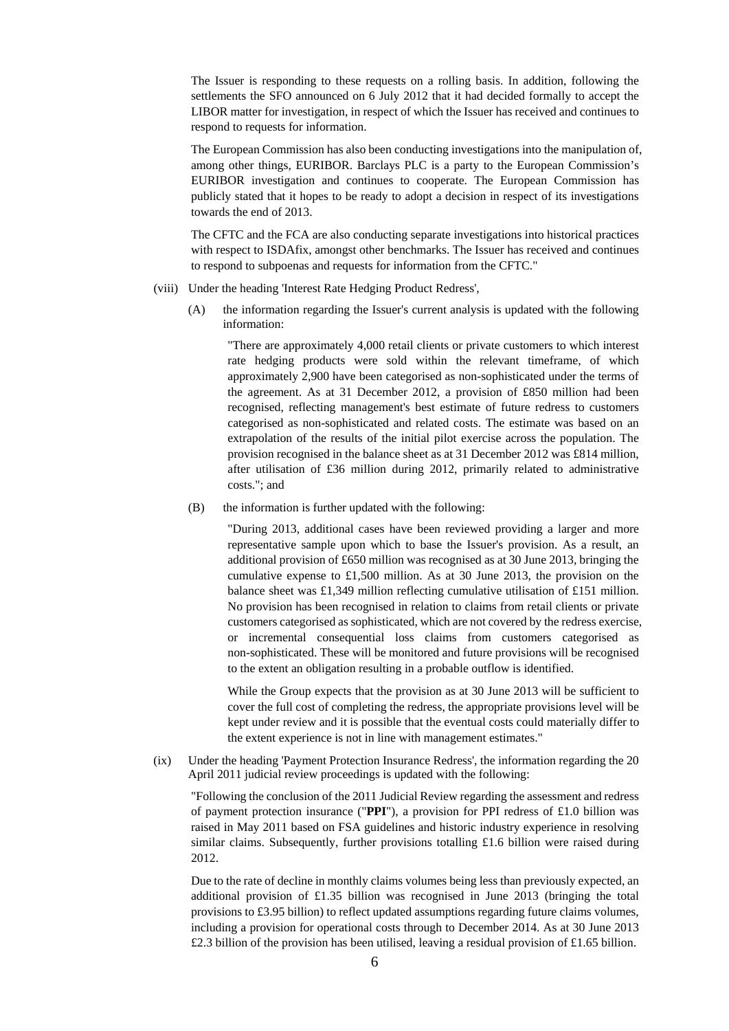The Issuer is responding to these requests on a rolling basis. In addition, following the settlements the SFO announced on 6 July 2012 that it had decided formally to accept the LIBOR matter for investigation, in respect of which the Issuer has received and continues to respond to requests for information.

The European Commission has also been conducting investigations into the manipulation of, among other things, EURIBOR. Barclays PLC is a party to the European Commission's EURIBOR investigation and continues to cooperate. The European Commission has publicly stated that it hopes to be ready to adopt a decision in respect of its investigations towards the end of 2013.

The CFTC and the FCA are also conducting separate investigations into historical practices with respect to ISDAfix, amongst other benchmarks. The Issuer has received and continues to respond to subpoenas and requests for information from the CFTC."

(viii) Under the heading 'Interest Rate Hedging Product Redress',

(A) the information regarding the Issuer's current analysis is updated with the following information:

"There are approximately 4,000 retail clients or private customers to which interest rate hedging products were sold within the relevant timeframe, of which approximately 2,900 have been categorised as non-sophisticated under the terms of the agreement. As at 31 December 2012, a provision of £850 million had been recognised, reflecting management's best estimate of future redress to customers categorised as non-sophisticated and related costs. The estimate was based on an extrapolation of the results of the initial pilot exercise across the population. The provision recognised in the balance sheet as at 31 December 2012 was £814 million, after utilisation of £36 million during 2012, primarily related to administrative costs."; and

(B) the information is further updated with the following:

"During 2013, additional cases have been reviewed providing a larger and more representative sample upon which to base the Issuer's provision. As a result, an additional provision of £650 million was recognised as at 30 June 2013, bringing the cumulative expense to £1,500 million. As at 30 June 2013, the provision on the balance sheet was £1,349 million reflecting cumulative utilisation of £151 million. No provision has been recognised in relation to claims from retail clients or private customers categorised as sophisticated, which are not covered by the redress exercise, or incremental consequential loss claims from customers categorised as non-sophisticated. These will be monitored and future provisions will be recognised to the extent an obligation resulting in a probable outflow is identified.

While the Group expects that the provision as at 30 June 2013 will be sufficient to cover the full cost of completing the redress, the appropriate provisions level will be kept under review and it is possible that the eventual costs could materially differ to the extent experience is not in line with management estimates."

(ix) Under the heading 'Payment Protection Insurance Redress', the information regarding the 20 April 2011 judicial review proceedings is updated with the following:

"Following the conclusion of the 2011 Judicial Review regarding the assessment and redress of payment protection insurance ("**PPI**"), a provision for PPI redress of £1.0 billion was raised in May 2011 based on FSA guidelines and historic industry experience in resolving similar claims. Subsequently, further provisions totalling £1.6 billion were raised during 2012.

Due to the rate of decline in monthly claims volumes being less than previously expected, an additional provision of £1.35 billion was recognised in June 2013 (bringing the total provisions to £3.95 billion) to reflect updated assumptions regarding future claims volumes, including a provision for operational costs through to December 2014. As at 30 June 2013 £2.3 billion of the provision has been utilised, leaving a residual provision of £1.65 billion.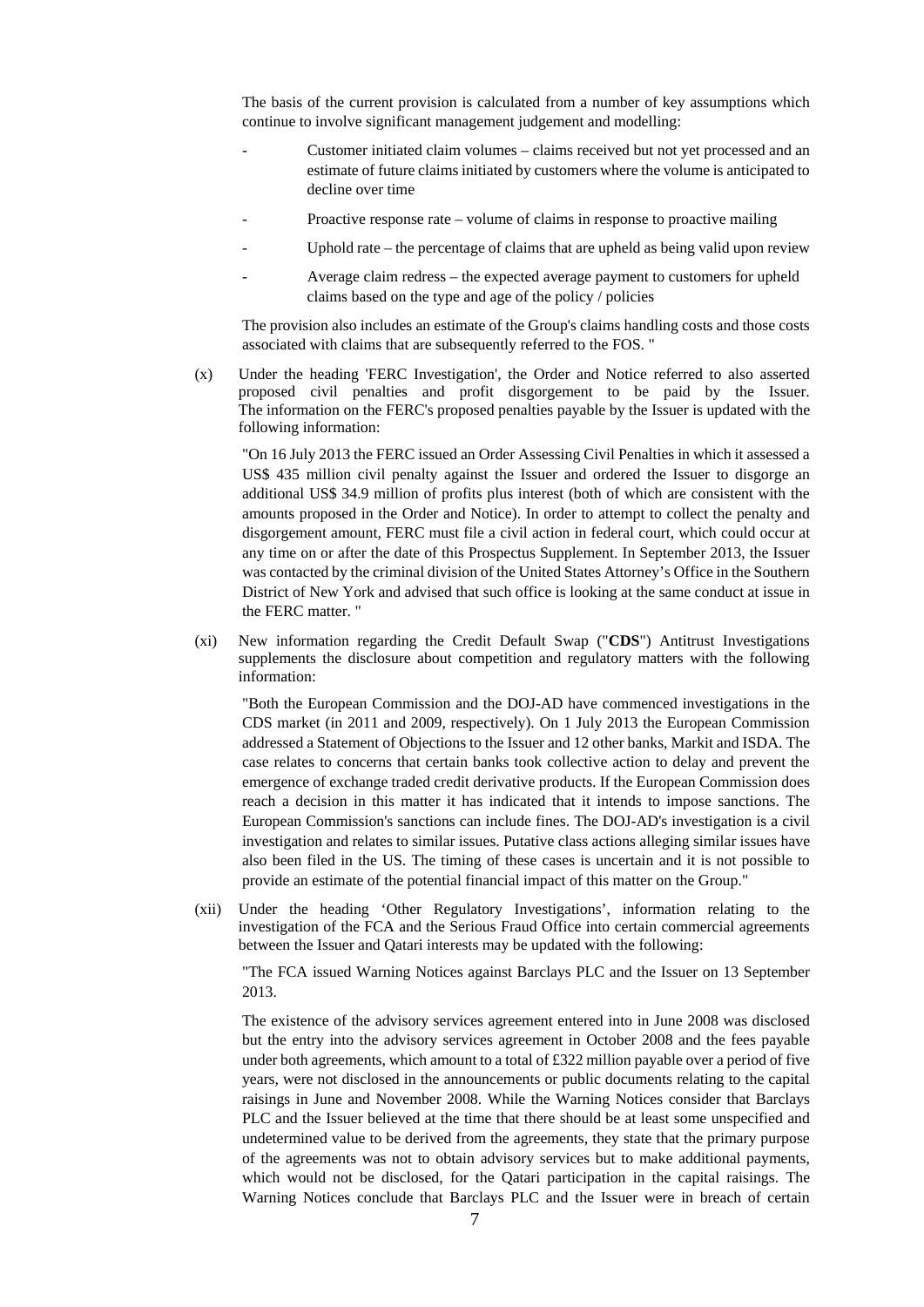The basis of the current provision is calculated from a number of key assumptions which continue to involve significant management judgement and modelling:

- Customer initiated claim volumes – claims received but not yet processed and an estimate of future claims initiated by customers where the volume is anticipated to decline over time
- Proactive response rate – volume of claims in response to proactive mailing
- Uphold rate – the percentage of claims that are upheld as being valid upon review
- Average claim redress – the expected average payment to customers for upheld claims based on the type and age of the policy / policies

The provision also includes an estimate of the Group's claims handling costs and those costs associated with claims that are subsequently referred to the FOS. "

(x) Under the heading 'FERC Investigation', the Order and Notice referred to also asserted proposed civil penalties and profit disgorgement to be paid by the Issuer. The information on the FERC's proposed penalties payable by the Issuer is updated with the following information:

"On 16 July 2013 the FERC issued an Order Assessing Civil Penalties in which it assessed a US$ 435 million civil penalty against the Issuer and ordered the Issuer to disgorge an additional US$ 34.9 million of profits plus interest (both of which are consistent with the amounts proposed in the Order and Notice). In order to attempt to collect the penalty and disgorgement amount, FERC must file a civil action in federal court, which could occur at any time on or after the date of this Prospectus Supplement. In September 2013, the Issuer was contacted by the criminal division of the United States Attorney's Office in the Southern District of New York and advised that such office is looking at the same conduct at issue in the FERC matter. "

(xi) New information regarding the Credit Default Swap ("**CDS**") Antitrust Investigations supplements the disclosure about competition and regulatory matters with the following information:

"Both the European Commission and the DOJ-AD have commenced investigations in the CDS market (in 2011 and 2009, respectively). On 1 July 2013 the European Commission addressed a Statement of Objections to the Issuer and 12 other banks, Markit and ISDA. The case relates to concerns that certain banks took collective action to delay and prevent the emergence of exchange traded credit derivative products. If the European Commission does reach a decision in this matter it has indicated that it intends to impose sanctions. The European Commission's sanctions can include fines. The DOJ-AD's investigation is a civil investigation and relates to similar issues. Putative class actions alleging similar issues have also been filed in the US. The timing of these cases is uncertain and it is not possible to provide an estimate of the potential financial impact of this matter on the Group."

(xii) Under the heading 'Other Regulatory Investigations', information relating to the investigation of the FCA and the Serious Fraud Office into certain commercial agreements between the Issuer and Qatari interests may be updated with the following:

"The FCA issued Warning Notices against Barclays PLC and the Issuer on 13 September 2013.

The existence of the advisory services agreement entered into in June 2008 was disclosed but the entry into the advisory services agreement in October 2008 and the fees payable under both agreements, which amount to a total of £322 million payable over a period of five years, were not disclosed in the announcements or public documents relating to the capital raisings in June and November 2008. While the Warning Notices consider that Barclays PLC and the Issuer believed at the time that there should be at least some unspecified and undetermined value to be derived from the agreements, they state that the primary purpose of the agreements was not to obtain advisory services but to make additional payments, which would not be disclosed, for the Qatari participation in the capital raisings. The Warning Notices conclude that Barclays PLC and the Issuer were in breach of certain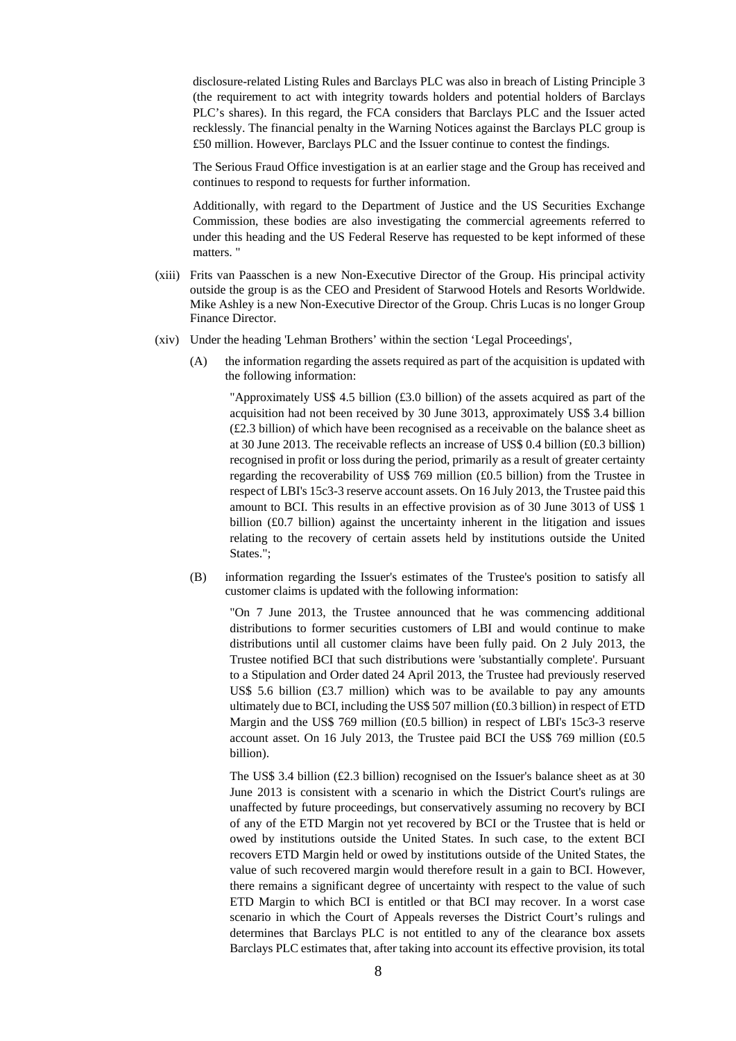disclosure-related Listing Rules and Barclays PLC was also in breach of Listing Principle 3 (the requirement to act with integrity towards holders and potential holders of Barclays PLC's shares). In this regard, the FCA considers that Barclays PLC and the Issuer acted recklessly. The financial penalty in the Warning Notices against the Barclays PLC group is £50 million. However, Barclays PLC and the Issuer continue to contest the findings.

The Serious Fraud Office investigation is at an earlier stage and the Group has received and continues to respond to requests for further information.

Additionally, with regard to the Department of Justice and the US Securities Exchange Commission, these bodies are also investigating the commercial agreements referred to under this heading and the US Federal Reserve has requested to be kept informed of these matters. "

(xiii) Frits van Paasschen is a new Non-Executive Director of the Group. His principal activity outside the group is as the CEO and President of Starwood Hotels and Resorts Worldwide. Mike Ashley is a new Non-Executive Director of the Group. Chris Lucas is no longer Group Finance Director.

(xiv) Under the heading 'Lehman Brothers' within the section 'Legal Proceedings',

(A) the information regarding the assets required as part of the acquisition is updated with the following information:

"Approximately US$ 4.5 billion (£3.0 billion) of the assets acquired as part of the acquisition had not been received by 30 June 3013, approximately US$ 3.4 billion (£2.3 billion) of which have been recognised as a receivable on the balance sheet as at 30 June 2013. The receivable reflects an increase of US$ 0.4 billion (£0.3 billion) recognised in profit or loss during the period, primarily as a result of greater certainty regarding the recoverability of US$ 769 million (£0.5 billion) from the Trustee in respect of LBI's 15c3-3 reserve account assets. On 16 July 2013, the Trustee paid this amount to BCI. This results in an effective provision as of 30 June 3013 of US$ 1 billion (£0.7 billion) against the uncertainty inherent in the litigation and issues relating to the recovery of certain assets held by institutions outside the United States.";

(B) information regarding the Issuer's estimates of the Trustee's position to satisfy all customer claims is updated with the following information:

"On 7 June 2013, the Trustee announced that he was commencing additional distributions to former securities customers of LBI and would continue to make distributions until all customer claims have been fully paid. On 2 July 2013, the Trustee notified BCI that such distributions were 'substantially complete'. Pursuant to a Stipulation and Order dated 24 April 2013, the Trustee had previously reserved US$ 5.6 billion (£3.7 million) which was to be available to pay any amounts ultimately due to BCI, including the US$ 507 million (£0.3 billion) in respect of ETD Margin and the US$ 769 million (£0.5 billion) in respect of LBI's 15c3-3 reserve account asset. On 16 July 2013, the Trustee paid BCI the US$ 769 million (£0.5 billion).

The US$ 3.4 billion (£2.3 billion) recognised on the Issuer's balance sheet as at 30 June 2013 is consistent with a scenario in which the District Court's rulings are unaffected by future proceedings, but conservatively assuming no recovery by BCI of any of the ETD Margin not yet recovered by BCI or the Trustee that is held or owed by institutions outside the United States. In such case, to the extent BCI recovers ETD Margin held or owed by institutions outside of the United States, the value of such recovered margin would therefore result in a gain to BCI. However, there remains a significant degree of uncertainty with respect to the value of such ETD Margin to which BCI is entitled or that BCI may recover. In a worst case scenario in which the Court of Appeals reverses the District Court's rulings and determines that Barclays PLC is not entitled to any of the clearance box assets Barclays PLC estimates that, after taking into account its effective provision, its total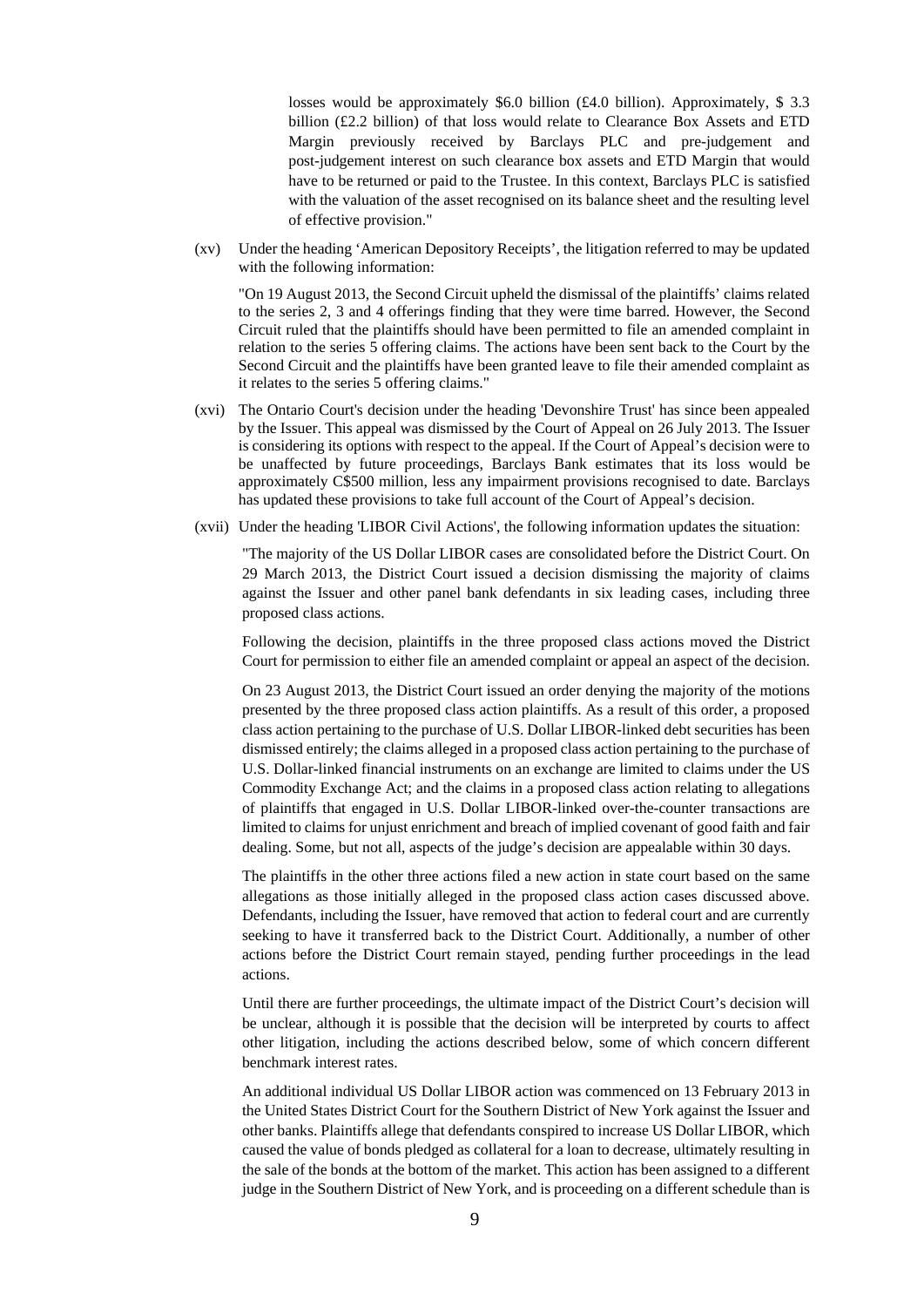losses would be approximately \$6.0 billion (£4.0 billion). Approximately, \$ 3.3 billion (£2.2 billion) of that loss would relate to Clearance Box Assets and ETD Margin previously received by Barclays PLC and pre-judgement and post-judgement interest on such clearance box assets and ETD Margin that would have to be returned or paid to the Trustee. In this context, Barclays PLC is satisfied with the valuation of the asset recognised on its balance sheet and the resulting level of effective provision."

(xv) Under the heading 'American Depository Receipts', the litigation referred to may be updated with the following information:

"On 19 August 2013, the Second Circuit upheld the dismissal of the plaintiffs' claims related to the series 2, 3 and 4 offerings finding that they were time barred. However, the Second Circuit ruled that the plaintiffs should have been permitted to file an amended complaint in relation to the series 5 offering claims. The actions have been sent back to the Court by the Second Circuit and the plaintiffs have been granted leave to file their amended complaint as it relates to the series 5 offering claims."

(xvi) The Ontario Court's decision under the heading 'Devonshire Trust' has since been appealed by the Issuer. This appeal was dismissed by the Court of Appeal on 26 July 2013. The Issuer is considering its options with respect to the appeal. If the Court of Appeal's decision were to be unaffected by future proceedings, Barclays Bank estimates that its loss would be approximately C\$500 million, less any impairment provisions recognised to date. Barclays has updated these provisions to take full account of the Court of Appeal's decision.

(xvii) Under the heading 'LIBOR Civil Actions', the following information updates the situation:

"The majority of the US Dollar LIBOR cases are consolidated before the District Court. On 29 March 2013, the District Court issued a decision dismissing the majority of claims against the Issuer and other panel bank defendants in six leading cases, including three proposed class actions.

Following the decision, plaintiffs in the three proposed class actions moved the District Court for permission to either file an amended complaint or appeal an aspect of the decision.

On 23 August 2013, the District Court issued an order denying the majority of the motions presented by the three proposed class action plaintiffs. As a result of this order, a proposed class action pertaining to the purchase of U.S. Dollar LIBOR-linked debt securities has been dismissed entirely; the claims alleged in a proposed class action pertaining to the purchase of U.S. Dollar-linked financial instruments on an exchange are limited to claims under the US Commodity Exchange Act; and the claims in a proposed class action relating to allegations of plaintiffs that engaged in U.S. Dollar LIBOR-linked over-the-counter transactions are limited to claims for unjust enrichment and breach of implied covenant of good faith and fair dealing. Some, but not all, aspects of the judge's decision are appealable within 30 days.

The plaintiffs in the other three actions filed a new action in state court based on the same allegations as those initially alleged in the proposed class action cases discussed above. Defendants, including the Issuer, have removed that action to federal court and are currently seeking to have it transferred back to the District Court. Additionally, a number of other actions before the District Court remain stayed, pending further proceedings in the lead actions.

Until there are further proceedings, the ultimate impact of the District Court's decision will be unclear, although it is possible that the decision will be interpreted by courts to affect other litigation, including the actions described below, some of which concern different benchmark interest rates.

An additional individual US Dollar LIBOR action was commenced on 13 February 2013 in the United States District Court for the Southern District of New York against the Issuer and other banks. Plaintiffs allege that defendants conspired to increase US Dollar LIBOR, which caused the value of bonds pledged as collateral for a loan to decrease, ultimately resulting in the sale of the bonds at the bottom of the market. This action has been assigned to a different judge in the Southern District of New York, and is proceeding on a different schedule than is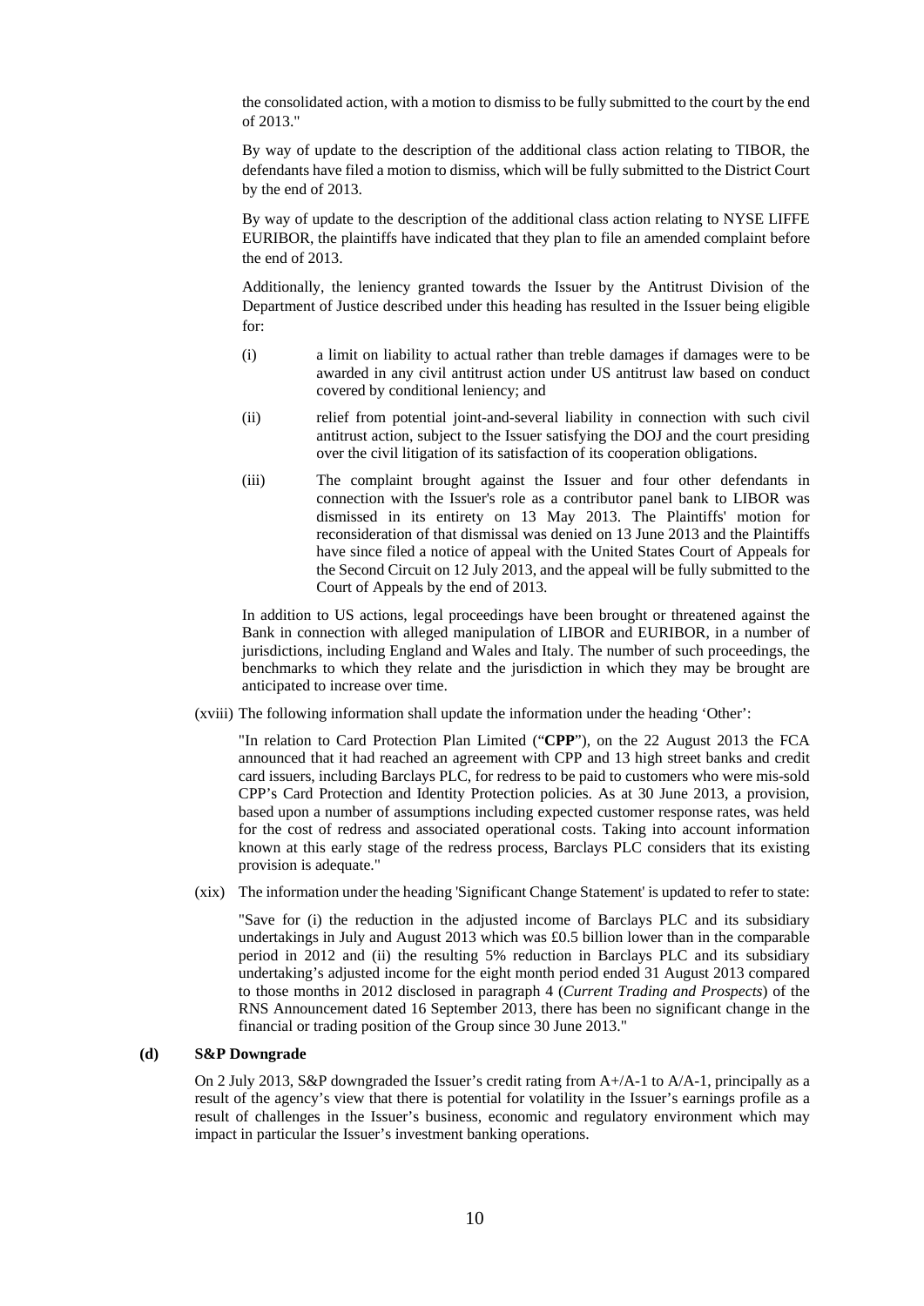the consolidated action, with a motion to dismiss to be fully submitted to the court by the end of 2013."

By way of update to the description of the additional class action relating to TIBOR, the defendants have filed a motion to dismiss, which will be fully submitted to the District Court by the end of 2013.

By way of update to the description of the additional class action relating to NYSE LIFFE EURIBOR, the plaintiffs have indicated that they plan to file an amended complaint before the end of 2013.

Additionally, the leniency granted towards the Issuer by the Antitrust Division of the Department of Justice described under this heading has resulted in the Issuer being eligible for:

(i) a limit on liability to actual rather than treble damages if damages were to be awarded in any civil antitrust action under US antitrust law based on conduct covered by conditional leniency; and

(ii) relief from potential joint-and-several liability in connection with such civil antitrust action, subject to the Issuer satisfying the DOJ and the court presiding over the civil litigation of its satisfaction of its cooperation obligations.

(iii) The complaint brought against the Issuer and four other defendants in connection with the Issuer's role as a contributor panel bank to LIBOR was dismissed in its entirety on 13 May 2013. The Plaintiffs' motion for reconsideration of that dismissal was denied on 13 June 2013 and the Plaintiffs have since filed a notice of appeal with the United States Court of Appeals for the Second Circuit on 12 July 2013, and the appeal will be fully submitted to the Court of Appeals by the end of 2013.

In addition to US actions, legal proceedings have been brought or threatened against the Bank in connection with alleged manipulation of LIBOR and EURIBOR, in a number of jurisdictions, including England and Wales and Italy. The number of such proceedings, the benchmarks to which they relate and the jurisdiction in which they may be brought are anticipated to increase over time.

(xviii) The following information shall update the information under the heading 'Other':

"In relation to Card Protection Plan Limited ("**CPP**"), on the 22 August 2013 the FCA announced that it had reached an agreement with CPP and 13 high street banks and credit card issuers, including Barclays PLC, for redress to be paid to customers who were mis-sold CPP's Card Protection and Identity Protection policies. As at 30 June 2013, a provision, based upon a number of assumptions including expected customer response rates, was held for the cost of redress and associated operational costs. Taking into account information known at this early stage of the redress process, Barclays PLC considers that its existing provision is adequate."

(xix) The information under the heading 'Significant Change Statement' is updated to refer to state:

"Save for (i) the reduction in the adjusted income of Barclays PLC and its subsidiary undertakings in July and August 2013 which was £0.5 billion lower than in the comparable period in 2012 and (ii) the resulting 5% reduction in Barclays PLC and its subsidiary undertaking's adjusted income for the eight month period ended 31 August 2013 compared to those months in 2012 disclosed in paragraph 4 (*Current Trading and Prospects*) of the RNS Announcement dated 16 September 2013, there has been no significant change in the financial or trading position of the Group since 30 June 2013."

**(d) S&P Downgrade**

On 2 July 2013, S&P downgraded the Issuer's credit rating from A+/A-1 to A/A-1, principally as a result of the agency's view that there is potential for volatility in the Issuer's earnings profile as a result of challenges in the Issuer's business, economic and regulatory environment which may impact in particular the Issuer's investment banking operations.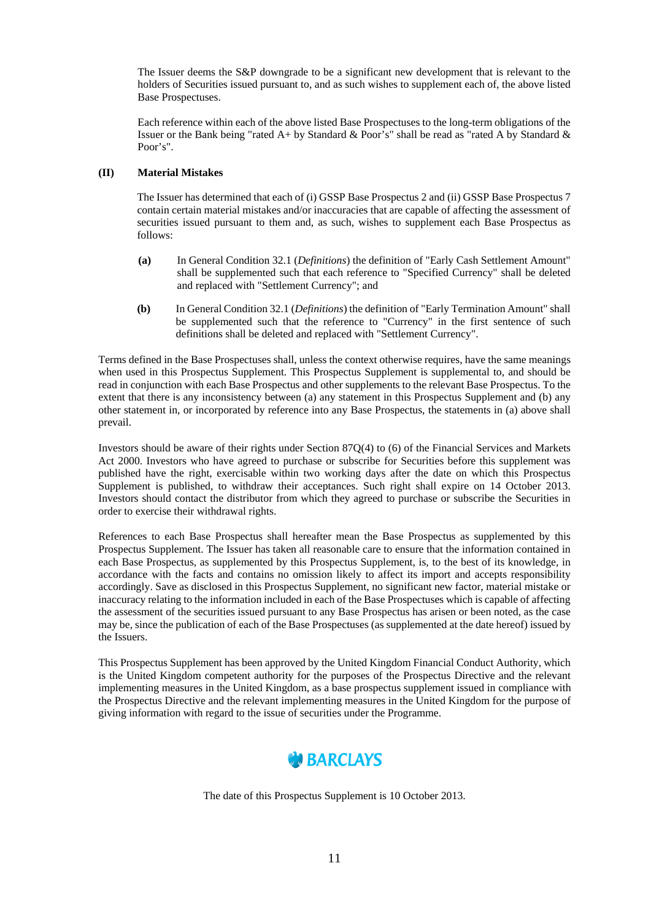The Issuer deems the S&P downgrade to be a significant new development that is relevant to the holders of Securities issued pursuant to, and as such wishes to supplement each of, the above listed Base Prospectuses.

Each reference within each of the above listed Base Prospectuses to the long-term obligations of the Issuer or the Bank being "rated A+ by Standard & Poor's" shall be read as "rated A by Standard & Poor's".

**(II) Material Mistakes**

The Issuer has determined that each of (i) GSSP Base Prospectus 2 and (ii) GSSP Base Prospectus 7 contain certain material mistakes and/or inaccuracies that are capable of affecting the assessment of securities issued pursuant to them and, as such, wishes to supplement each Base Prospectus as follows:

**(a)** In General Condition 32.1 (*Definitions*) the definition of "Early Cash Settlement Amount" shall be supplemented such that each reference to "Specified Currency" shall be deleted and replaced with "Settlement Currency"; and

**(b)** In General Condition 32.1 (*Definitions*) the definition of "Early Termination Amount" shall be supplemented such that the reference to "Currency" in the first sentence of such definitions shall be deleted and replaced with "Settlement Currency".

Terms defined in the Base Prospectuses shall, unless the context otherwise requires, have the same meanings when used in this Prospectus Supplement. This Prospectus Supplement is supplemental to, and should be read in conjunction with each Base Prospectus and other supplements to the relevant Base Prospectus. To the extent that there is any inconsistency between (a) any statement in this Prospectus Supplement and (b) any other statement in, or incorporated by reference into any Base Prospectus, the statements in (a) above shall prevail.

Investors should be aware of their rights under Section 87Q(4) to (6) of the Financial Services and Markets Act 2000. Investors who have agreed to purchase or subscribe for Securities before this supplement was published have the right, exercisable within two working days after the date on which this Prospectus Supplement is published, to withdraw their acceptances. Such right shall expire on 14 October 2013. Investors should contact the distributor from which they agreed to purchase or subscribe the Securities in order to exercise their withdrawal rights.

References to each Base Prospectus shall hereafter mean the Base Prospectus as supplemented by this Prospectus Supplement. The Issuer has taken all reasonable care to ensure that the information contained in each Base Prospectus, as supplemented by this Prospectus Supplement, is, to the best of its knowledge, in accordance with the facts and contains no omission likely to affect its import and accepts responsibility accordingly. Save as disclosed in this Prospectus Supplement, no significant new factor, material mistake or inaccuracy relating to the information included in each of the Base Prospectuses which is capable of affecting the assessment of the securities issued pursuant to any Base Prospectus has arisen or been noted, as the case may be, since the publication of each of the Base Prospectuses (as supplemented at the date hereof) issued by the Issuers.

This Prospectus Supplement has been approved by the United Kingdom Financial Conduct Authority, which is the United Kingdom competent authority for the purposes of the Prospectus Directive and the relevant implementing measures in the United Kingdom, as a base prospectus supplement issued in compliance with the Prospectus Directive and the relevant implementing measures in the United Kingdom for the purpose of giving information with regard to the issue of securities under the Programme.

BARCLAYS

The date of this Prospectus Supplement is 10 October 2013.